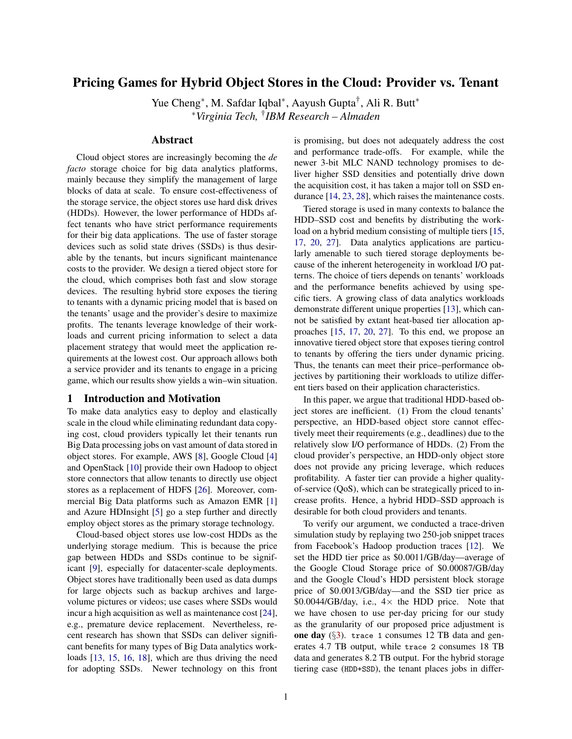# Pricing Games for Hybrid Object Stores in the Cloud: Provider vs. Tenant

Yue Cheng*, M. Safdar Iqbal*, Aayush Gupta†, Ali R. Butt*

*Virginia Tech, †IBM Research – Almaden*

## Abstract

Cloud object stores are increasingly becoming the *de facto* storage choice for big data analytics platforms, mainly because they simplify the management of large blocks of data at scale. To ensure cost-effectiveness of the storage service, the object stores use hard disk drives (HDDs). However, the lower performance of HDDs affect tenants who have strict performance requirements for their big data applications. The use of faster storage devices such as solid state drives (SSDs) is thus desirable by the tenants, but incurs significant maintenance costs to the provider. We design a tiered object store for the cloud, which comprises both fast and slow storage devices. The resulting hybrid store exposes the tiering to tenants with a dynamic pricing model that is based on the tenants' usage and the provider's desire to maximize profits. The tenants leverage knowledge of their workloads and current pricing information to select a data placement strategy that would meet the application requirements at the lowest cost. Our approach allows both a service provider and its tenants to engage in a pricing game, which our results show yields a win–win situation.

## 1 Introduction and Motivation

To make data analytics easy to deploy and elastically scale in the cloud while eliminating redundant data copying cost, cloud providers typically let their tenants run Big Data processing jobs on vast amount of data stored in object stores. For example, AWS [8], Google Cloud [4] and OpenStack [10] provide their own Hadoop to object store connectors that allow tenants to directly use object stores as a replacement of HDFS [26]. Moreover, commercial Big Data platforms such as Amazon EMR [1] and Azure HDInsight [5] go a step further and directly employ object stores as the primary storage technology.

Cloud-based object stores use low-cost HDDs as the underlying storage medium. This is because the price gap between HDDs and SSDs continue to be significant [9], especially for datacenter-scale deployments. Object stores have traditionally been used as data dumps for large objects such as backup archives and large-volume pictures or videos; use cases where SSDs would incur a high acquisition as well as maintenance cost [24], e.g., premature device replacement. Nevertheless, recent research has shown that SSDs can deliver significant benefits for many types of Big Data analytics workloads [13, 15, 16, 18], which are thus driving the need for adopting SSDs. Newer technology on this front is promising, but does not adequately address the cost and performance trade-offs. For example, while the newer 3-bit MLC NAND technology promises to deliver higher SSD densities and potentially drive down the acquisition cost, it has taken a major toll on SSD endurance [14, 23, 28], which raises the maintenance costs.

Tiered storage is used in many contexts to balance the HDD–SSD cost and benefits by distributing the workload on a hybrid medium consisting of multiple tiers [15, 17, 20, 27]. Data analytics applications are particularly amenable to such tiered storage deployments because of the inherent heterogeneity in workload I/O patterns. The choice of tiers depends on tenants' workloads and the performance benefits achieved by using specific tiers. A growing class of data analytics workloads demonstrate different unique properties [13], which cannot be satisfied by extant heat-based tier allocation approaches [15, 17, 20, 27]. To this end, we propose an innovative tiered object store that exposes tiering control to tenants by offering the tiers under dynamic pricing. Thus, the tenants can meet their price–performance objectives by partitioning their workloads to utilize different tiers based on their application characteristics.

In this paper, we argue that traditional HDD-based object stores are inefficient. (1) From the cloud tenants' perspective, an HDD-based object store cannot effectively meet their requirements (e.g., deadlines) due to the relatively slow I/O performance of HDDs. (2) From the cloud provider's perspective, an HDD-only object store does not provide any pricing leverage, which reduces profitability. A faster tier can provide a higher quality-of-service (QoS), which can be strategically priced to increase profits. Hence, a hybrid HDD–SSD approach is desirable for both cloud providers and tenants.

To verify our argument, we conducted a trace-driven simulation study by replaying two 250-job snippet traces from Facebook's Hadoop production traces [12]. We set the HDD tier price as \$0.0011/GB/day—average of the Google Cloud Storage price of \$0.00087/GB/day and the Google Cloud's HDD persistent block storage price of \$0.0013/GB/day—and the SSD tier price as \$0.0044/GB/day, i.e., 4× the HDD price. Note that we have chosen to use per-day pricing for our study as the granularity of our proposed price adjustment is **one day** (§3). `trace 1` consumes 12 TB data and generates 4.7 TB output, while `trace 2` consumes 18 TB data and generates 8.2 TB output. For the hybrid storage tiering case (`HDD+SSD`), the tenant places jobs in differ-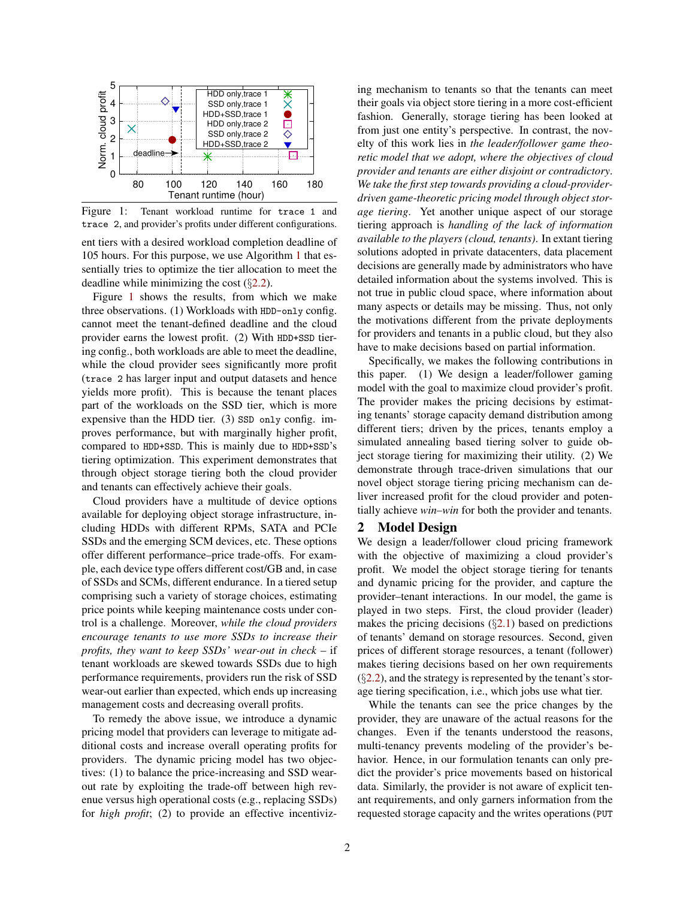Figure 1: Tenant workload runtime for trace 1 and trace 2, and provider's profits under different configurations.

ent tiers with a desired workload completion deadline of 105 hours. For this purpose, we use Algorithm 1 that essentially tries to optimize the tier allocation to meet the deadline while minimizing the cost (§2.2).

Figure 1 shows the results, from which we make three observations. (1) Workloads with HDD-only config. cannot meet the tenant-defined deadline and the cloud provider earns the lowest profit. (2) With HDD+SSD tiering config., both workloads are able to meet the deadline, while the cloud provider sees significantly more profit (trace 2 has larger input and output datasets and hence yields more profit). This is because the tenant places part of the workloads on the SSD tier, which is more expensive than the HDD tier. (3) SSD only config. improves performance, but with marginally higher profit, compared to HDD+SSD. This is mainly due to HDD+SSD's tiering optimization. This experiment demonstrates that through object storage tiering both the cloud provider and tenants can effectively achieve their goals.

Cloud providers have a multitude of device options available for deploying object storage infrastructure, including HDDs with different RPMs, SATA and PCIe SSDs and the emerging SCM devices, etc. These options offer different performance–price trade-offs. For example, each device type offers different cost/GB and, in case of SSDs and SCMs, different endurance. In a tiered setup comprising such a variety of storage choices, estimating price points while keeping maintenance costs under control is a challenge. Moreover, *while the cloud providers encourage tenants to use more SSDs to increase their profits, they want to keep SSDs' wear-out in check* – if tenant workloads are skewed towards SSDs due to high performance requirements, providers run the risk of SSD wear-out earlier than expected, which ends up increasing management costs and decreasing overall profits.

To remedy the above issue, we introduce a dynamic pricing model that providers can leverage to mitigate additional costs and increase overall operating profits for providers. The dynamic pricing model has two objectives: (1) to balance the price-increasing and SSD wear-out rate by exploiting the trade-off between high revenue versus high operational costs (e.g., replacing SSDs) for *high profit*; (2) to provide an effective incentivizing mechanism to tenants so that the tenants can meet their goals via object store tiering in a more cost-efficient fashion. Generally, storage tiering has been looked at from just one entity's perspective. In contrast, the novelty of this work lies in *the leader/follower game theoretic model that we adopt, where the objectives of cloud provider and tenants are either disjoint or contradictory*. *We take the first step towards providing a cloud-provider-driven game-theoretic pricing model through object storage tiering*. Yet another unique aspect of our storage tiering approach is *handling of the lack of information available to the players (cloud, tenants)*. In extant tiering solutions adopted in private datacenters, data placement decisions are generally made by administrators who have detailed information about the systems involved. This is not true in public cloud space, where information about many aspects or details may be missing. Thus, not only the motivations different from the private deployments for providers and tenants in a public cloud, but they also have to make decisions based on partial information.

Specifically, we makes the following contributions in this paper. (1) We design a leader/follower gaming model with the goal to maximize cloud provider's profit. The provider makes the pricing decisions by estimating tenants' storage capacity demand distribution among different tiers; driven by the prices, tenants employ a simulated annealing based tiering solver to guide object storage tiering for maximizing their utility. (2) We demonstrate through trace-driven simulations that our novel object storage tiering pricing mechanism can deliver increased profit for the cloud provider and potentially achieve *win–win* for both the provider and tenants.

## 2 Model Design

We design a leader/follower cloud pricing framework with the objective of maximizing a cloud provider's profit. We model the object storage tiering for tenants and dynamic pricing for the provider, and capture the provider–tenant interactions. In our model, the game is played in two steps. First, the cloud provider (leader) makes the pricing decisions (§2.1) based on predictions of tenants' demand on storage resources. Second, given prices of different storage resources, a tenant (follower) makes tiering decisions based on her own requirements (§2.2), and the strategy is represented by the tenant's storage tiering specification, i.e., which jobs use what tier.

While the tenants can see the price changes by the provider, they are unaware of the actual reasons for the changes. Even if the tenants understood the reasons, multi-tenancy prevents modeling of the provider's behavior. Hence, in our formulation tenants can only predict the provider's price movements based on historical data. Similarly, the provider is not aware of explicit tenant requirements, and only garners information from the requested storage capacity and the writes operations (PUT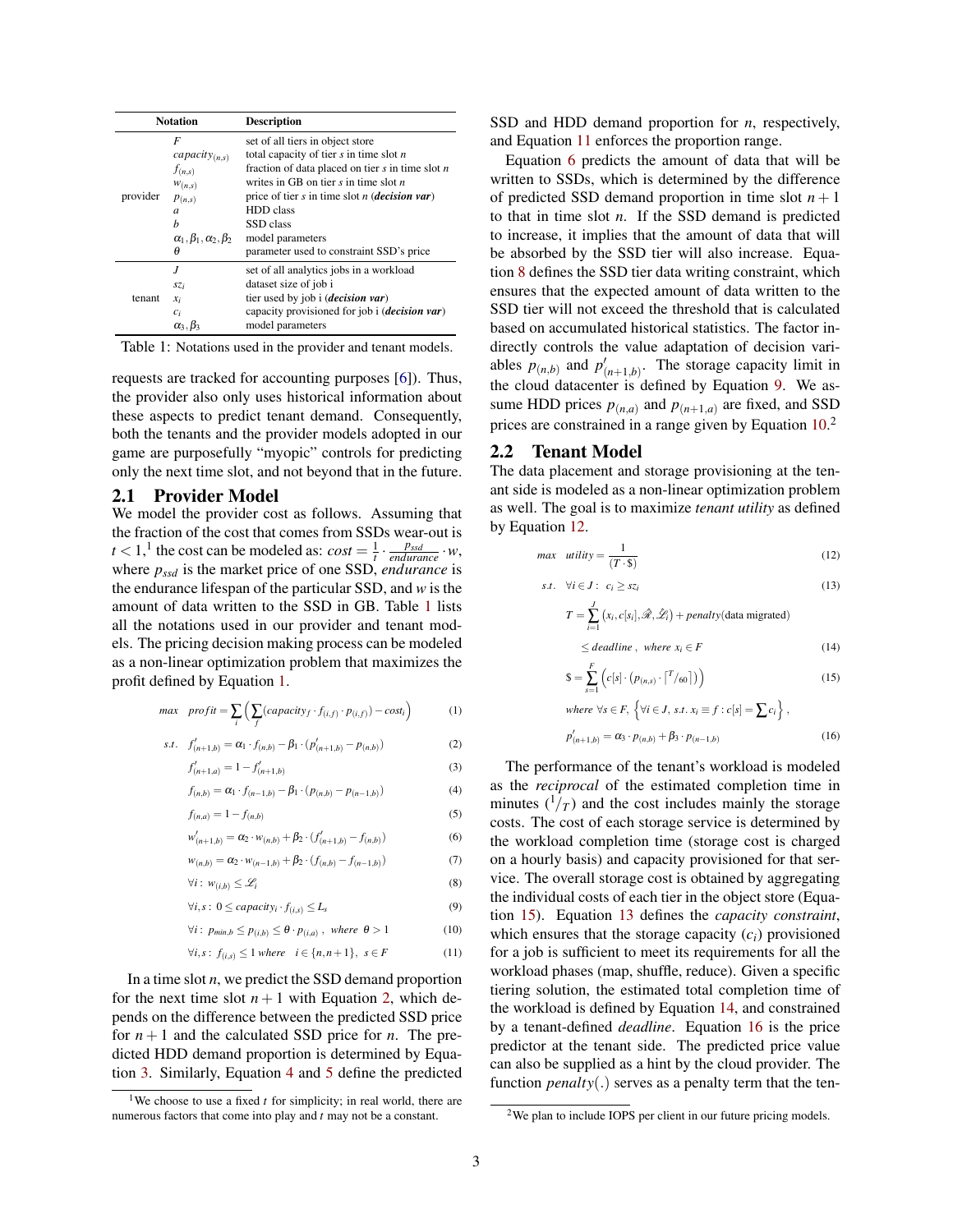| Notation | | Description |
|---|---|---|
| provider | $F$ | set of all tiers in object store |
| | $capacity_{(n,s)}$ | total capacity of tier $s$ in time slot $n$ |
| | $f_{(n,s)}$ | fraction of data placed on tier $s$ in time slot $n$ |
| | $w_{(n,s)}$ | writes in GB on tier $s$ in time slot $n$ |
| | $p_{(n,s)}$ | price of tier $s$ in time slot $n$ (***decision var***) |
| | $a$ | HDD class |
| | $b$ | SSD class |
| | $\alpha_1, \beta_1, \alpha_2, \beta_2$ | model parameters |
| | $\theta$ | parameter used to constraint SSD's price |
| tenant | $J$ | set of all analytics jobs in a workload |
| | $sz_i$ | dataset size of job i |
| | $x_i$ | tier used by job i (***decision var***) |
| | $c_i$ | capacity provisioned for job i (***decision var***) |
| | $\alpha_3, \beta_3$ | model parameters |

Table 1: Notations used in the provider and tenant models.

requests are tracked for accounting purposes [6]). Thus, the provider also only uses historical information about these aspects to predict tenant demand. Consequently, both the tenants and the provider models adopted in our game are purposefully "myopic" controls for predicting only the next time slot, and not beyond that in the future.

## 2.1 Provider Model

We model the provider cost as follows. Assuming that the fraction of the cost that comes from SSDs wear-out is $t < 1$,[1] the cost can be modeled as: $cost = \frac{1}{t} \cdot \frac{p_{ssd}}{endurance} \cdot w$, where $p_{ssd}$ is the market price of one SSD, *endurance* is the endurance lifespan of the particular SSD, and $w$ is the amount of data written to the SSD in GB. Table 1 lists all the notations used in our provider and tenant models. The pricing decision making process can be modeled as a non-linear optimization problem that maximizes the profit defined by Equation 1.

$$max \quad profit = \sum_i \Big( \sum_f (capacity_f \cdot f_{(i,f)} \cdot p_{(i,f)}) - cost_i \Big) \tag{1}$$

$$s.t. \quad f'_{(n+1,b)} = \alpha_1 \cdot f_{(n,b)} - \beta_1 \cdot (p'_{(n+1,b)} - p_{(n,b)}) \tag{2}$$

$$f'_{(n+1,a)} = 1 - f'_{(n+1,b)} \tag{3}$$

$$f_{(n,b)} = \alpha_1 \cdot f_{(n-1,b)} - \beta_1 \cdot (p_{(n,b)} - p_{(n-1,b)}) \tag{4}$$

$$f_{(n,a)} = 1 - f_{(n,b)} \tag{5}$$

$$w'_{(n+1,b)} = \alpha_2 \cdot w_{(n,b)} + \beta_2 \cdot (f'_{(n+1,b)} - f_{(n,b)}) \tag{6}$$

$$w_{(n,b)} = \alpha_2 \cdot w_{(n-1,b)} + \beta_2 \cdot (f_{(n,b)} - f_{(n-1,b)}) \tag{7}$$

$$\forall i: \ w_{(i,b)} \leq \mathscr{L}_i \tag{8}$$

$$\forall i,s: \ 0 \leq capacity_i \cdot f_{(i,s)} \leq L_s \tag{9}$$

$$\forall i: \ p_{min,b} \leq p_{(i,b)} \leq \theta \cdot p_{(i,a)}\ , \ \ where \ \ \theta > 1 \tag{10}$$

$$\forall i,s: \ f_{(i,s)} \leq 1 \ where \quad i \in \{n, n+1\}, \ \ s \in F \tag{11}$$

In a time slot $n$, we predict the SSD demand proportion for the next time slot $n+1$ with Equation 2, which depends on the difference between the predicted SSD price for $n+1$ and the calculated SSD price for $n$. The predicted HDD demand proportion is determined by Equation 3. Similarly, Equation 4 and 5 define the predicted SSD and HDD demand proportion for $n$, respectively, and Equation 11 enforces the proportion range.

Equation 6 predicts the amount of data that will be written to SSDs, which is determined by the difference of predicted SSD demand proportion in time slot $n+1$ to that in time slot $n$. If the SSD demand is predicted to increase, it implies that the amount of data that will be absorbed by the SSD tier will also increase. Equation 8 defines the SSD tier data writing constraint, which ensures that the expected amount of data written to the SSD tier will not exceed the threshold that is calculated based on accumulated historical statistics. The factor indirectly controls the value adaptation of decision variables $p_{(n,b)}$ and $p'_{(n+1,b)}$. The storage capacity limit in the cloud datacenter is defined by Equation 9. We assume HDD prices $p_{(n,a)}$ and $p_{(n+1,a)}$ are fixed, and SSD prices are constrained in a range given by Equation 10.[2]

## 2.2 Tenant Model

The data placement and storage provisioning at the tenant side is modeled as a non-linear optimization problem as well. The goal is to maximize *tenant utility* as defined by Equation 12.

$$max \quad utility = \frac{1}{(T \cdot \$)} \tag{12}$$

$$s.t. \quad \forall i \in J: \ c_i \geq sz_i \tag{13}$$

$$T = \sum_{i=1}^{J} \big( x_i, c[s_i], \mathscr{R}, \mathscr{L}_i \big) + penalty(\text{data migrated})$$

$$\leq deadline\ , \ \ where \ x_i \in F \tag{14}$$

$$\$ = \sum_{s=1}^{F} \Big( c[s] \cdot \big( p_{(n,s)} \cdot \lceil {}^{T}/_{60} \rceil \big) \Big) \tag{15}$$

$$where \ \forall s \in F, \ \Big\{ \forall i \in J, \ s.t. \ x_i \equiv f : c[s] = \sum c_i \Big\}\ ,$$

$$p'_{(n+1,b)} = \alpha_3 \cdot p_{(n,b)} + \beta_3 \cdot p_{(n-1,b)} \tag{16}$$

The performance of the tenant's workload is modeled as the *reciprocal* of the estimated completion time in minutes (${}^{1}/_{T}$) and the cost includes mainly the storage costs. The cost of each storage service is determined by the workload completion time (storage cost is charged on a hourly basis) and capacity provisioned for that service. The overall storage cost is obtained by aggregating the individual costs of each tier in the object store (Equation 15). Equation 13 defines the *capacity constraint*, which ensures that the storage capacity ($c_i$) provisioned for a job is sufficient to meet its requirements for all the workload phases (map, shuffle, reduce). Given a specific tiering solution, the estimated total completion time of the workload is defined by Equation 14, and constrained by a tenant-defined *deadline*. Equation 16 is the price predictor at the tenant side. The predicted price value can also be supplied as a hint by the cloud provider. The function *penalty*(.) serves as a penalty term that the ten-

[1] We choose to use a fixed $t$ for simplicity; in real world, there are numerous factors that come into play and $t$ may not be a constant.

[2] We plan to include IOPS per client in our future pricing models.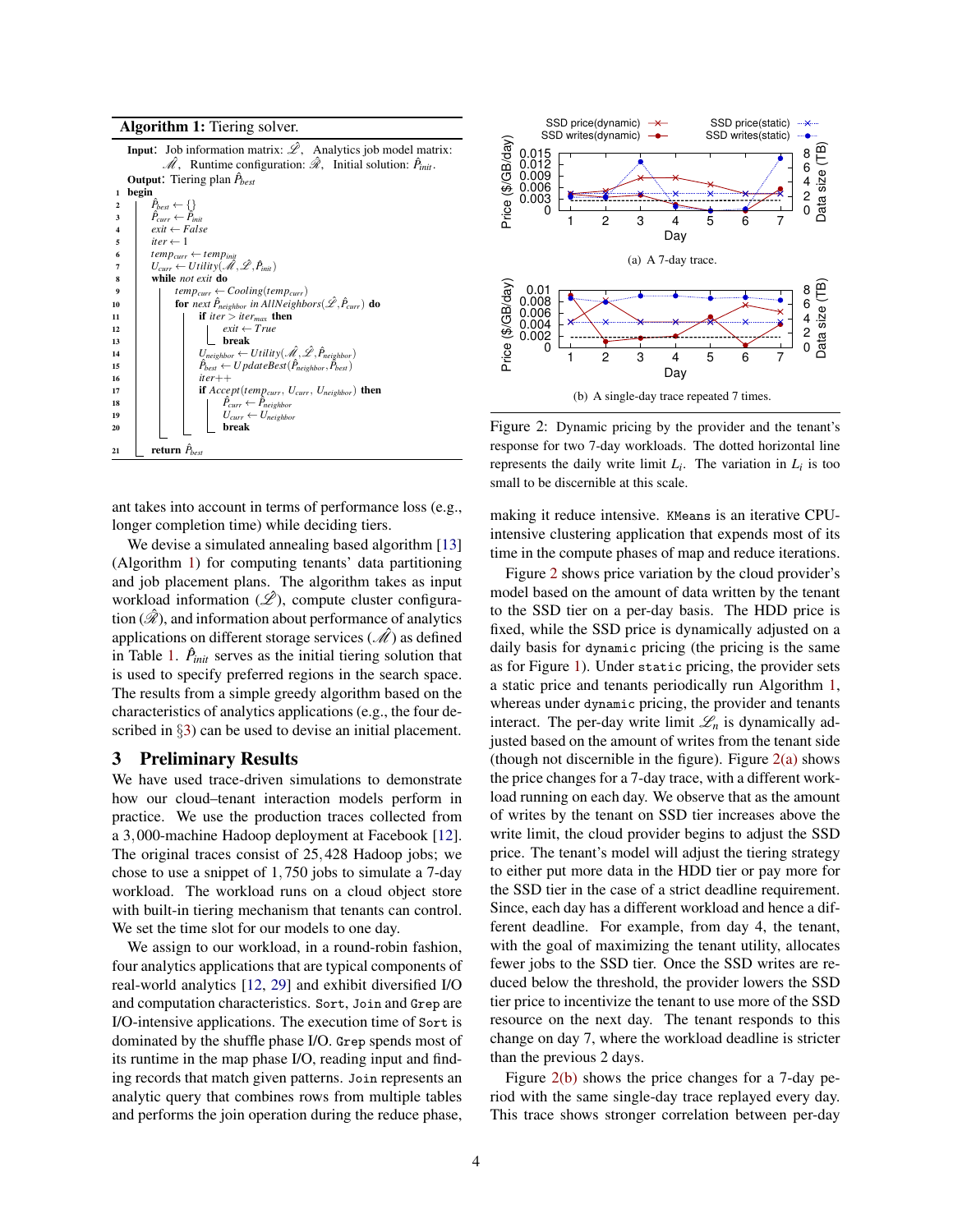**Algorithm 1:** Tiering solver.

```
Input: Job information matrix: L̂, Analytics job model matrix: M̂, Runtime configuration: R̂, Initial solution: P̂_init.
Output: Tiering plan P̂_best
1  begin
2      P̂_best ← {}
3      P̂_curr ← P̂_init
4      exit ← False
5      iter ← 1
6      temp_curr ← temp_init
7      U_curr ← Utility(M̂, L̂, P̂_init)
8      while not exit do
9          temp_curr ← Cooling(temp_curr)
10         for next P̂_neighbor in AllNeighbors(L̂, P̂_curr) do
11             if iter > iter_max then
12                 exit ← True
13                 break
14             U_neighbor ← Utility(M̂, L̂, P̂_neighbor)
15             P̂_best ← UpdateBest(P̂_neighbor, P̂_best)
16             iter++
17             if Accept(temp_curr, U_curr, U_neighbor) then
18                 P̂_curr ← P̂_neighbor
19                 U_curr ← U_neighbor
20                 break
21     return P̂_best
```

ant takes into account in terms of performance loss (e.g., longer completion time) while deciding tiers.

We devise a simulated annealing based algorithm [13] (Algorithm 1) for computing tenants' data partitioning and job placement plans. The algorithm takes as input workload information ($\hat{\mathscr{L}}$), compute cluster configuration ($\hat{\mathscr{R}}$), and information about performance of analytics applications on different storage services ($\hat{\mathscr{M}}$) as defined in Table 1. $\hat{P}_{init}$ serves as the initial tiering solution that is used to specify preferred regions in the search space. The results from a simple greedy algorithm based on the characteristics of analytics applications (e.g., the four described in §3) can be used to devise an initial placement.

## 3 Preliminary Results

We have used trace-driven simulations to demonstrate how our cloud–tenant interaction models perform in practice. We use the production traces collected from a 3,000-machine Hadoop deployment at Facebook [12]. The original traces consist of 25,428 Hadoop jobs; we chose to use a snippet of 1,750 jobs to simulate a 7-day workload. The workload runs on a cloud object store with built-in tiering mechanism that tenants can control. We set the time slot for our models to one day.

We assign to our workload, in a round-robin fashion, four analytics applications that are typical components of real-world analytics [12, 29] and exhibit diversified I/O and computation characteristics. `Sort`, `Join` and `Grep` are I/O-intensive applications. The execution time of `Sort` is dominated by the shuffle phase I/O. `Grep` spends most of its runtime in the map phase I/O, reading input and finding records that match given patterns. `Join` represents an analytic query that combines rows from multiple tables and performs the join operation during the reduce phase, making it reduce intensive. `KMeans` is an iterative CPU-intensive clustering application that expends most of its time in the compute phases of map and reduce iterations.

(a) A 7-day trace.

(b) A single-day trace repeated 7 times.

Figure 2: Dynamic pricing by the provider and the tenant's response for two 7-day workloads. The dotted horizontal line represents the daily write limit $L_i$. The variation in $L_i$ is too small to be discernible at this scale.

Figure 2 shows price variation by the cloud provider's model based on the amount of data written by the tenant to the SSD tier on a per-day basis. The HDD price is fixed, while the SSD price is dynamically adjusted on a daily basis for `dynamic` pricing (the pricing is the same as for Figure 1). Under `static` pricing, the provider sets a static price and tenants periodically run Algorithm 1, whereas under `dynamic` pricing, the provider and tenants interact. The per-day write limit $\mathscr{L}_n$ is dynamically adjusted based on the amount of writes from the tenant side (though not discernible in the figure). Figure 2(a) shows the price changes for a 7-day trace, with a different workload running on each day. We observe that as the amount of writes by the tenant on SSD tier increases above the write limit, the cloud provider begins to adjust the SSD price. The tenant's model will adjust the tiering strategy to either put more data in the HDD tier or pay more for the SSD tier in the case of a strict deadline requirement. Since, each day has a different workload and hence a different deadline. For example, from day 4, the tenant, with the goal of maximizing the tenant utility, allocates fewer jobs to the SSD tier. Once the SSD writes are reduced below the threshold, the provider lowers the SSD tier price to incentivize the tenant to use more of the SSD resource on the next day. The tenant responds to this change on day 7, where the workload deadline is stricter than the previous 2 days.

Figure 2(b) shows the price changes for a 7-day period with the same single-day trace replayed every day. This trace shows stronger correlation between per-day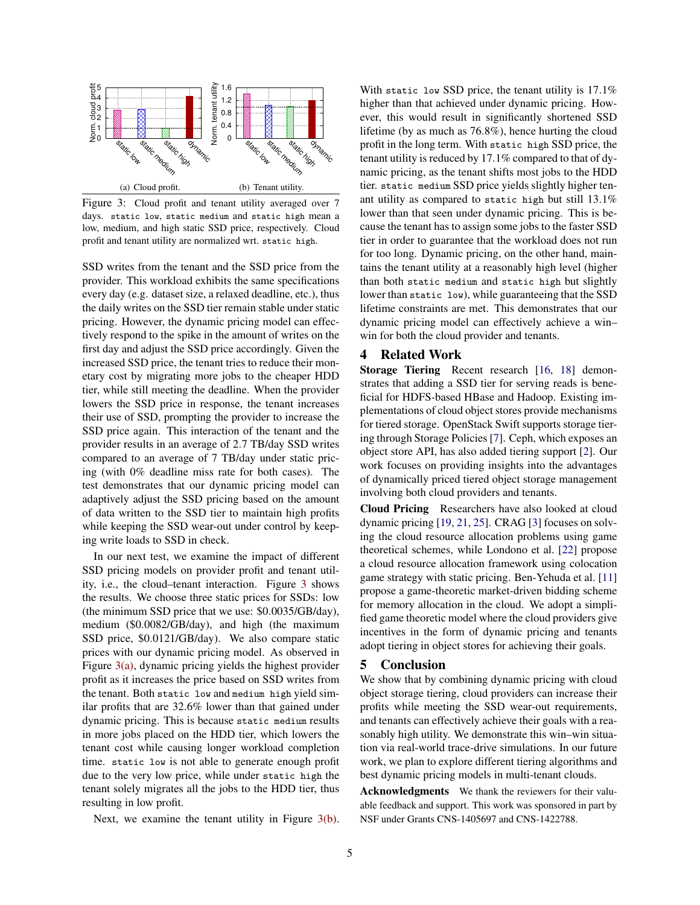(a) Cloud profit. (b) Tenant utility.

Figure 3: Cloud profit and tenant utility averaged over 7 days. `static low`, `static medium` and `static high` mean a low, medium, and high static SSD price, respectively. Cloud profit and tenant utility are normalized wrt. `static high`.

SSD writes from the tenant and the SSD price from the provider. This workload exhibits the same specifications every day (e.g. dataset size, a relaxed deadline, etc.), thus the daily writes on the SSD tier remain stable under static pricing. However, the dynamic pricing model can effectively respond to the spike in the amount of writes on the first day and adjust the SSD price accordingly. Given the increased SSD price, the tenant tries to reduce their monetary cost by migrating more jobs to the cheaper HDD tier, while still meeting the deadline. When the provider lowers the SSD price in response, the tenant increases their use of SSD, prompting the provider to increase the SSD price again. This interaction of the tenant and the provider results in an average of 2.7 TB/day SSD writes compared to an average of 7 TB/day under static pricing (with 0% deadline miss rate for both cases). The test demonstrates that our dynamic pricing model can adaptively adjust the SSD pricing based on the amount of data written to the SSD tier to maintain high profits while keeping the SSD wear-out under control by keeping write loads to SSD in check.

In our next test, we examine the impact of different SSD pricing models on provider profit and tenant utility, i.e., the cloud–tenant interaction. Figure 3 shows the results. We choose three static prices for SSDs: low (the minimum SSD price that we use: \$0.0035/GB/day), medium (\$0.0082/GB/day), and high (the maximum SSD price, \$0.0121/GB/day). We also compare static prices with our dynamic pricing model. As observed in Figure 3(a), dynamic pricing yields the highest provider profit as it increases the price based on SSD writes from the tenant. Both `static low` and `medium high` yield similar profits that are 32.6% lower than that gained under dynamic pricing. This is because `static medium` results in more jobs placed on the HDD tier, which lowers the tenant cost while causing longer workload completion time. `static low` is not able to generate enough profit due to the very low price, while under `static high` the tenant solely migrates all the jobs to the HDD tier, thus resulting in low profit.

Next, we examine the tenant utility in Figure 3(b). With `static low` SSD price, the tenant utility is 17.1% higher than that achieved under dynamic pricing. However, this would result in significantly shortened SSD lifetime (by as much as 76.8%), hence hurting the cloud profit in the long term. With `static high` SSD price, the tenant utility is reduced by 17.1% compared to that of dynamic pricing, as the tenant shifts most jobs to the HDD tier. `static medium` SSD price yields slightly higher tenant utility as compared to `static high` but still 13.1% lower than that seen under dynamic pricing. This is because the tenant has to assign some jobs to the faster SSD tier in order to guarantee that the workload does not run for too long. Dynamic pricing, on the other hand, maintains the tenant utility at a reasonably high level (higher than both `static medium` and `static high` but slightly lower than `static low`), while guaranteeing that the SSD lifetime constraints are met. This demonstrates that our dynamic pricing model can effectively achieve a win–win for both the cloud provider and tenants.

## 4 Related Work

**Storage Tiering** Recent research [16, 18] demonstrates that adding a SSD tier for serving reads is beneficial for HDFS-based HBase and Hadoop. Existing implementations of cloud object stores provide mechanisms for tiered storage. OpenStack Swift supports storage tiering through Storage Policies [7]. Ceph, which exposes an object store API, has also added tiering support [2]. Our work focuses on providing insights into the advantages of dynamically priced tiered object storage management involving both cloud providers and tenants.

**Cloud Pricing** Researchers have also looked at cloud dynamic pricing [19, 21, 25]. CRAG [3] focuses on solving the cloud resource allocation problems using game theoretical schemes, while Londono et al. [22] propose a cloud resource allocation framework using colocation game strategy with static pricing. Ben-Yehuda et al. [11] propose a game-theoretic market-driven bidding scheme for memory allocation in the cloud. We adopt a simplified game theoretic model where the cloud providers give incentives in the form of dynamic pricing and tenants adopt tiering in object stores for achieving their goals.

## 5 Conclusion

We show that by combining dynamic pricing with cloud object storage tiering, cloud providers can increase their profits while meeting the SSD wear-out requirements, and tenants can effectively achieve their goals with a reasonably high utility. We demonstrate this win–win situation via real-world trace-drive simulations. In our future work, we plan to explore different tiering algorithms and best dynamic pricing models in multi-tenant clouds.

**Acknowledgments** We thank the reviewers for their valuable feedback and support. This work was sponsored in part by NSF under Grants CNS-1405697 and CNS-1422788.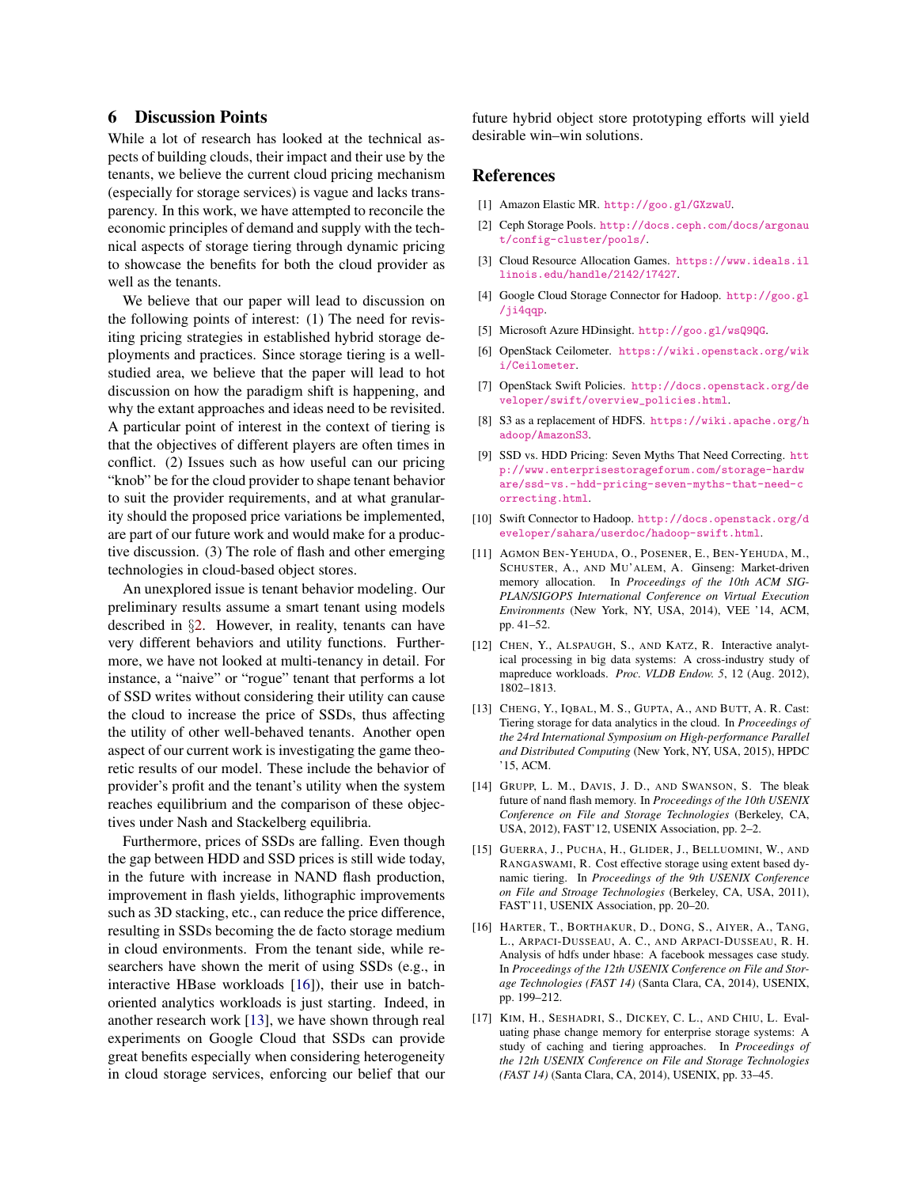## 6 Discussion Points

While a lot of research has looked at the technical aspects of building clouds, their impact and their use by the tenants, we believe the current cloud pricing mechanism (especially for storage services) is vague and lacks transparency. In this work, we have attempted to reconcile the economic principles of demand and supply with the technical aspects of storage tiering through dynamic pricing to showcase the benefits for both the cloud provider as well as the tenants.

We believe that our paper will lead to discussion on the following points of interest: (1) The need for revisiting pricing strategies in established hybrid storage deployments and practices. Since storage tiering is a well-studied area, we believe that the paper will lead to hot discussion on how the paradigm shift is happening, and why the extant approaches and ideas need to be revisited. A particular point of interest in the context of tiering is that the objectives of different players are often times in conflict. (2) Issues such as how useful can our pricing "knob" be for the cloud provider to shape tenant behavior to suit the provider requirements, and at what granularity should the proposed price variations be implemented, are part of our future work and would make for a productive discussion. (3) The role of flash and other emerging technologies in cloud-based object stores.

An unexplored issue is tenant behavior modeling. Our preliminary results assume a smart tenant using models described in §2. However, in reality, tenants can have very different behaviors and utility functions. Furthermore, we have not looked at multi-tenancy in detail. For instance, a "naive" or "rogue" tenant that performs a lot of SSD writes without considering their utility can cause the cloud to increase the price of SSDs, thus affecting the utility of other well-behaved tenants. Another open aspect of our current work is investigating the game theoretic results of our model. These include the behavior of provider's profit and the tenant's utility when the system reaches equilibrium and the comparison of these objectives under Nash and Stackelberg equilibria.

Furthermore, prices of SSDs are falling. Even though the gap between HDD and SSD prices is still wide today, in the future with increase in NAND flash production, improvement in flash yields, lithographic improvements such as 3D stacking, etc., can reduce the price difference, resulting in SSDs becoming the de facto storage medium in cloud environments. From the tenant side, while researchers have shown the merit of using SSDs (e.g., in interactive HBase workloads [16]), their use in batch-oriented analytics workloads is just starting. Indeed, in another research work [13], we have shown through real experiments on Google Cloud that SSDs can provide great benefits especially when considering heterogeneity in cloud storage services, enforcing our belief that our future hybrid object store prototyping efforts will yield desirable win–win solutions.

## References

[1] Amazon Elastic MR. http://goo.gl/GXzwaU.

[2] Ceph Storage Pools. http://docs.ceph.com/docs/argonaut/config-cluster/pools/.

[3] Cloud Resource Allocation Games. https://www.ideals.illinois.edu/handle/2142/17427.

[4] Google Cloud Storage Connector for Hadoop. http://goo.gl/ji4qqp.

[5] Microsoft Azure HDinsight. http://goo.gl/wsQ9QG.

[6] OpenStack Ceilometer. https://wiki.openstack.org/wiki/Ceilometer.

[7] OpenStack Swift Policies. http://docs.openstack.org/developer/swift/overview_policies.html.

[8] S3 as a replacement of HDFS. https://wiki.apache.org/hadoop/AmazonS3.

[9] SSD vs. HDD Pricing: Seven Myths That Need Correcting. http://www.enterprisestorageforum.com/storage-hardware/ssd-vs.-hdd-pricing-seven-myths-that-need-correcting.html.

[10] Swift Connector to Hadoop. http://docs.openstack.org/developer/sahara/userdoc/hadoop-swift.html.

[11] Agmon Ben-Yehuda, O., Posener, E., Ben-Yehuda, M., Schuster, A., and Mu'alem, A. Ginseng: Market-driven memory allocation. In *Proceedings of the 10th ACM SIGPLAN/SIGOPS International Conference on Virtual Execution Environments* (New York, NY, USA, 2014), VEE '14, ACM, pp. 41–52.

[12] Chen, Y., Alspaugh, S., and Katz, R. Interactive analytical processing in big data systems: A cross-industry study of mapreduce workloads. *Proc. VLDB Endow. 5*, 12 (Aug. 2012), 1802–1813.

[13] Cheng, Y., Iqbal, M. S., Gupta, A., and Butt, A. R. Cast: Tiering storage for data analytics in the cloud. In *Proceedings of the 24rd International Symposium on High-performance Parallel and Distributed Computing* (New York, NY, USA, 2015), HPDC '15, ACM.

[14] Grupp, L. M., Davis, J. D., and Swanson, S. The bleak future of nand flash memory. In *Proceedings of the 10th USENIX Conference on File and Storage Technologies* (Berkeley, CA, USA, 2012), FAST'12, USENIX Association, pp. 2–2.

[15] Guerra, J., Pucha, H., Glider, J., Belluomini, W., and Rangaswami, R. Cost effective storage using extent based dynamic tiering. In *Proceedings of the 9th USENIX Conference on File and Stroage Technologies* (Berkeley, CA, USA, 2011), FAST'11, USENIX Association, pp. 20–20.

[16] Harter, T., Borthakur, D., Dong, S., Aiyer, A., Tang, L., Arpaci-Dusseau, A. C., and Arpaci-Dusseau, R. H. Analysis of hdfs under hbase: A facebook messages case study. In *Proceedings of the 12th USENIX Conference on File and Storage Technologies (FAST 14)* (Santa Clara, CA, 2014), USENIX, pp. 199–212.

[17] Kim, H., Seshadri, S., Dickey, C. L., and Chiu, L. Evaluating phase change memory for enterprise storage systems: A study of caching and tiering approaches. In *Proceedings of the 12th USENIX Conference on File and Storage Technologies (FAST 14)* (Santa Clara, CA, 2014), USENIX, pp. 33–45.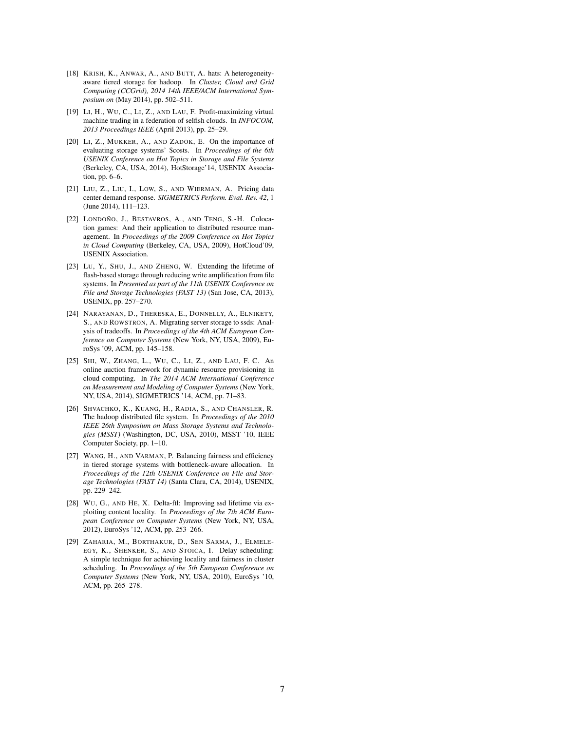- [18] Krish, K., Anwar, A., and Butt, A. hats: A heterogeneity-aware tiered storage for hadoop. In *Cluster, Cloud and Grid Computing (CCGrid), 2014 14th IEEE/ACM International Symposium on* (May 2014), pp. 502–511.
- [19] Li, H., Wu, C., Li, Z., and Lau, F. Profit-maximizing virtual machine trading in a federation of selfish clouds. In *INFOCOM, 2013 Proceedings IEEE* (April 2013), pp. 25–29.
- [20] Li, Z., Mukker, A., and Zadok, E. On the importance of evaluating storage systems' $costs. In *Proceedings of the 6th USENIX Conference on Hot Topics in Storage and File Systems* (Berkeley, CA, USA, 2014), HotStorage'14, USENIX Association, pp. 6–6.
- [21] Liu, Z., Liu, I., Low, S., and Wierman, A. Pricing data center demand response. *SIGMETRICS Perform. Eval. Rev. 42*, 1 (June 2014), 111–123.
- [22] Londoño, J., Bestavros, A., and Teng, S.-H. Colocation games: And their application to distributed resource management. In *Proceedings of the 2009 Conference on Hot Topics in Cloud Computing* (Berkeley, CA, USA, 2009), HotCloud'09, USENIX Association.
- [23] Lu, Y., Shu, J., and Zheng, W. Extending the lifetime of flash-based storage through reducing write amplification from file systems. In *Presented as part of the 11th USENIX Conference on File and Storage Technologies (FAST 13)* (San Jose, CA, 2013), USENIX, pp. 257–270.
- [24] Narayanan, D., Thereska, E., Donnelly, A., Elnikety, S., and Rowstron, A. Migrating server storage to ssds: Analysis of tradeoffs. In *Proceedings of the 4th ACM European Conference on Computer Systems* (New York, NY, USA, 2009), EuroSys '09, ACM, pp. 145–158.
- [25] Shi, W., Zhang, L., Wu, C., Li, Z., and Lau, F. C. An online auction framework for dynamic resource provisioning in cloud computing. In *The 2014 ACM International Conference on Measurement and Modeling of Computer Systems* (New York, NY, USA, 2014), SIGMETRICS '14, ACM, pp. 71–83.
- [26] Shvachko, K., Kuang, H., Radia, S., and Chansler, R. The hadoop distributed file system. In *Proceedings of the 2010 IEEE 26th Symposium on Mass Storage Systems and Technologies (MSST)* (Washington, DC, USA, 2010), MSST '10, IEEE Computer Society, pp. 1–10.
- [27] Wang, H., and Varman, P. Balancing fairness and efficiency in tiered storage systems with bottleneck-aware allocation. In *Proceedings of the 12th USENIX Conference on File and Storage Technologies (FAST 14)* (Santa Clara, CA, 2014), USENIX, pp. 229–242.
- [28] Wu, G., and He, X. Delta-ftl: Improving ssd lifetime via exploiting content locality. In *Proceedings of the 7th ACM European Conference on Computer Systems* (New York, NY, USA, 2012), EuroSys '12, ACM, pp. 253–266.
- [29] Zaharia, M., Borthakur, D., Sen Sarma, J., Elmeleegy, K., Shenker, S., and Stoica, I. Delay scheduling: A simple technique for achieving locality and fairness in cluster scheduling. In *Proceedings of the 5th European Conference on Computer Systems* (New York, NY, USA, 2010), EuroSys '10, ACM, pp. 265–278.